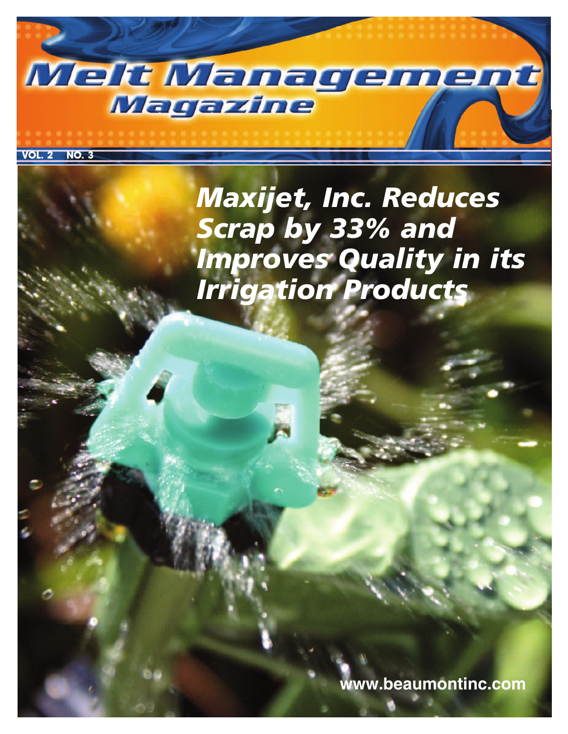# Melt Management Magazine

VOL. 2 NO. 3

## *Maxijet, Inc. Reduces Scrap by 33% and Improves Quality in its Irrigation Products*

**www.beaumontinc.com**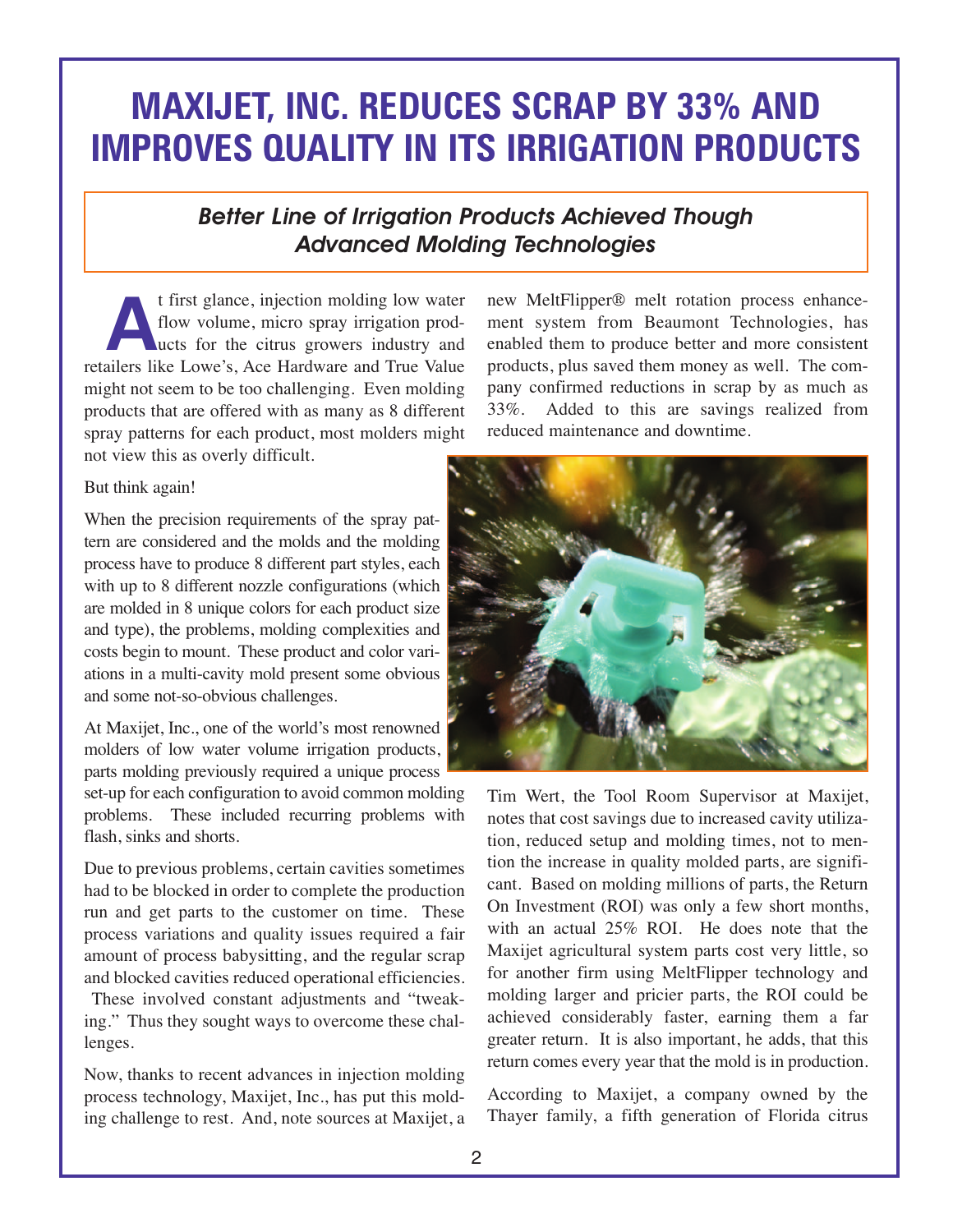# MAXIJET, INC. REDUCES SCRAP BY 33% AND IMPROVES QUALITY IN ITS IRRIGATION PRODUCTS

## *Better Line of Irrigation Products Achieved Though Advanced Molding Technologies*

At first glance, injection molding low water flow volume, micro spray irrigation products for the citrus growers industry and retailers like Lowe's, Ace Hardware and True Value might not seem to be too challenging. Even molding products that are offered with as many as 8 different spray patterns for each product, most molders might not view this as overly difficult.

But think again!

When the precision requirements of the spray pattern are considered and the molds and the molding process have to produce 8 different part styles, each with up to 8 different nozzle configurations (which are molded in 8 unique colors for each product size and type), the problems, molding complexities and costs begin to mount. These product and color variations in a multi-cavity mold present some obvious and some not-so-obvious challenges.

At Maxijet, Inc., one of the world's most renowned molders of low water volume irrigation products, parts molding previously required a unique process set-up for each configuration to avoid common molding problems. These included recurring problems with flash, sinks and shorts.

Due to previous problems, certain cavities sometimes had to be blocked in order to complete the production run and get parts to the customer on time. These process variations and quality issues required a fair amount of process babysitting, and the regular scrap and blocked cavities reduced operational efficiencies. These involved constant adjustments and "tweaking." Thus they sought ways to overcome these challenges.

Now, thanks to recent advances in injection molding process technology, Maxijet, Inc., has put this molding challenge to rest. And, note sources at Maxijet, a new MeltFlipper® melt rotation process enhancement system from Beaumont Technologies, has enabled them to produce better and more consistent products, plus saved them money as well. The company confirmed reductions in scrap by as much as 33%. Added to this are savings realized from reduced maintenance and downtime.

Tim Wert, the Tool Room Supervisor at Maxijet, notes that cost savings due to increased cavity utilization, reduced setup and molding times, not to mention the increase in quality molded parts, are significant. Based on molding millions of parts, the Return On Investment (ROI) was only a few short months, with an actual 25% ROI. He does note that the Maxijet agricultural system parts cost very little, so for another firm using MeltFlipper technology and molding larger and pricier parts, the ROI could be achieved considerably faster, earning them a far greater return. It is also important, he adds, that this return comes every year that the mold is in production.

According to Maxijet, a company owned by the Thayer family, a fifth generation of Florida citrus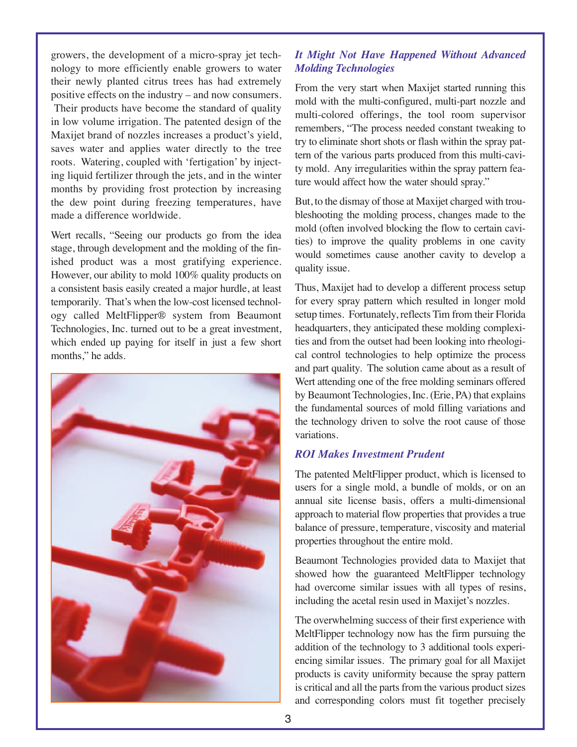growers, the development of a micro-spray jet technology to more efficiently enable growers to water their newly planted citrus trees has had extremely positive effects on the industry – and now consumers. Their products have become the standard of quality in low volume irrigation. The patented design of the Maxijet brand of nozzles increases a product's yield, saves water and applies water directly to the tree roots. Watering, coupled with 'fertigation' by injecting liquid fertilizer through the jets, and in the winter months by providing frost protection by increasing the dew point during freezing temperatures, have made a difference worldwide.

Wert recalls, "Seeing our products go from the idea stage, through development and the molding of the finished product was a most gratifying experience. However, our ability to mold 100% quality products on a consistent basis easily created a major hurdle, at least temporarily. That's when the low-cost licensed technology called MeltFlipper® system from Beaumont Technologies, Inc. turned out to be a great investment, which ended up paying for itself in just a few short months," he adds.

### *It Might Not Have Happened Without Advanced Molding Technologies*

From the very start when Maxijet started running this mold with the multi-configured, multi-part nozzle and multi-colored offerings, the tool room supervisor remembers, "The process needed constant tweaking to try to eliminate short shots or flash within the spray pattern of the various parts produced from this multi-cavity mold. Any irregularities within the spray pattern feature would affect how the water should spray."

But, to the dismay of those at Maxijet charged with troubleshooting the molding process, changes made to the mold (often involved blocking the flow to certain cavities) to improve the quality problems in one cavity would sometimes cause another cavity to develop a quality issue.

Thus, Maxijet had to develop a different process setup for every spray pattern which resulted in longer mold setup times. Fortunately, reflects Tim from their Florida headquarters, they anticipated these molding complexities and from the outset had been looking into rheological control technologies to help optimize the process and part quality. The solution came about as a result of Wert attending one of the free molding seminars offered by Beaumont Technologies, Inc. (Erie, PA) that explains the fundamental sources of mold filling variations and the technology driven to solve the root cause of those variations.

### *ROI Makes Investment Prudent*

The patented MeltFlipper product, which is licensed to users for a single mold, a bundle of molds, or on an annual site license basis, offers a multi-dimensional approach to material flow properties that provides a true balance of pressure, temperature, viscosity and material properties throughout the entire mold.

Beaumont Technologies provided data to Maxijet that showed how the guaranteed MeltFlipper technology had overcome similar issues with all types of resins, including the acetal resin used in Maxijet's nozzles.

The overwhelming success of their first experience with MeltFlipper technology now has the firm pursuing the addition of the technology to 3 additional tools experiencing similar issues. The primary goal for all Maxijet products is cavity uniformity because the spray pattern is critical and all the parts from the various product sizes and corresponding colors must fit together precisely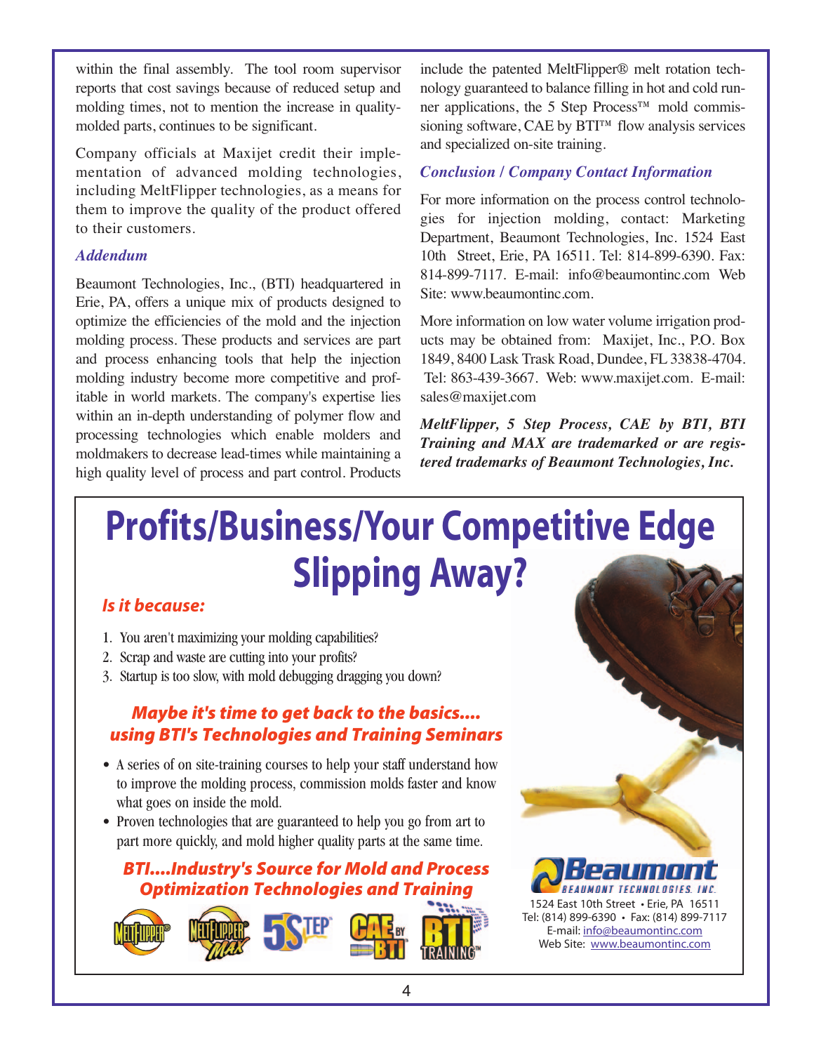within the final assembly. The tool room supervisor reports that cost savings because of reduced setup and molding times, not to mention the increase in quality-molded parts, continues to be significant.

Company officials at Maxijet credit their implementation of advanced molding technologies, including MeltFlipper technologies, as a means for them to improve the quality of the product offered to their customers.

### *Addendum*

Beaumont Technologies, Inc., (BTI) headquartered in Erie, PA, offers a unique mix of products designed to optimize the efficiencies of the mold and the injection molding process. These products and services are part and process enhancing tools that help the injection molding industry become more competitive and profitable in world markets. The company's expertise lies within an in-depth understanding of polymer flow and processing technologies which enable molders and moldmakers to decrease lead-times while maintaining a high quality level of process and part control. Products include the patented MeltFlipper® melt rotation technology guaranteed to balance filling in hot and cold runner applications, the 5 Step Process™ mold commissioning software, CAE by BTI™ flow analysis services and specialized on-site training.

### *Conclusion / Company Contact Information*

For more information on the process control technologies for injection molding, contact: Marketing Department, Beaumont Technologies, Inc. 1524 East 10th Street, Erie, PA 16511. Tel: 814-899-6390. Fax: 814-899-7117. E-mail: info@beaumontinc.com Web Site: www.beaumontinc.com.

More information on low water volume irrigation products may be obtained from: Maxijet, Inc., P.O. Box 1849, 8400 Lask Trask Road, Dundee, FL 33838-4704. Tel: 863-439-3667. Web: www.maxijet.com. E-mail: sales@maxijet.com

***MeltFlipper, 5 Step Process, CAE by BTI, BTI Training and MAX are trademarked or are registered trademarks of Beaumont Technologies, Inc.***

# Profits/Business/Your Competitive Edge Slipping Away?

***Is it because:***

1. You aren't maximizing your molding capabilities?
2. Scrap and waste are cutting into your profits?
3. Startup is too slow, with mold debugging dragging you down?

***Maybe it's time to get back to the basics.... using BTI's Technologies and Training Seminars***

- A series of on site-training courses to help your staff understand how to improve the molding process, commission molds faster and know what goes on inside the mold.
- Proven technologies that are guaranteed to help you go from art to part more quickly, and mold higher quality parts at the same time.

***BTI....Industry's Source for Mold and Process Optimization Technologies and Training***

Beaumont
BEAUMONT TECHNOLOGIES, INC.
1524 East 10th Street • Erie, PA 16511
Tel: (814) 899-6390 • Fax: (814) 899-7117
E-mail: info@beaumontinc.com
Web Site: www.beaumontinc.com